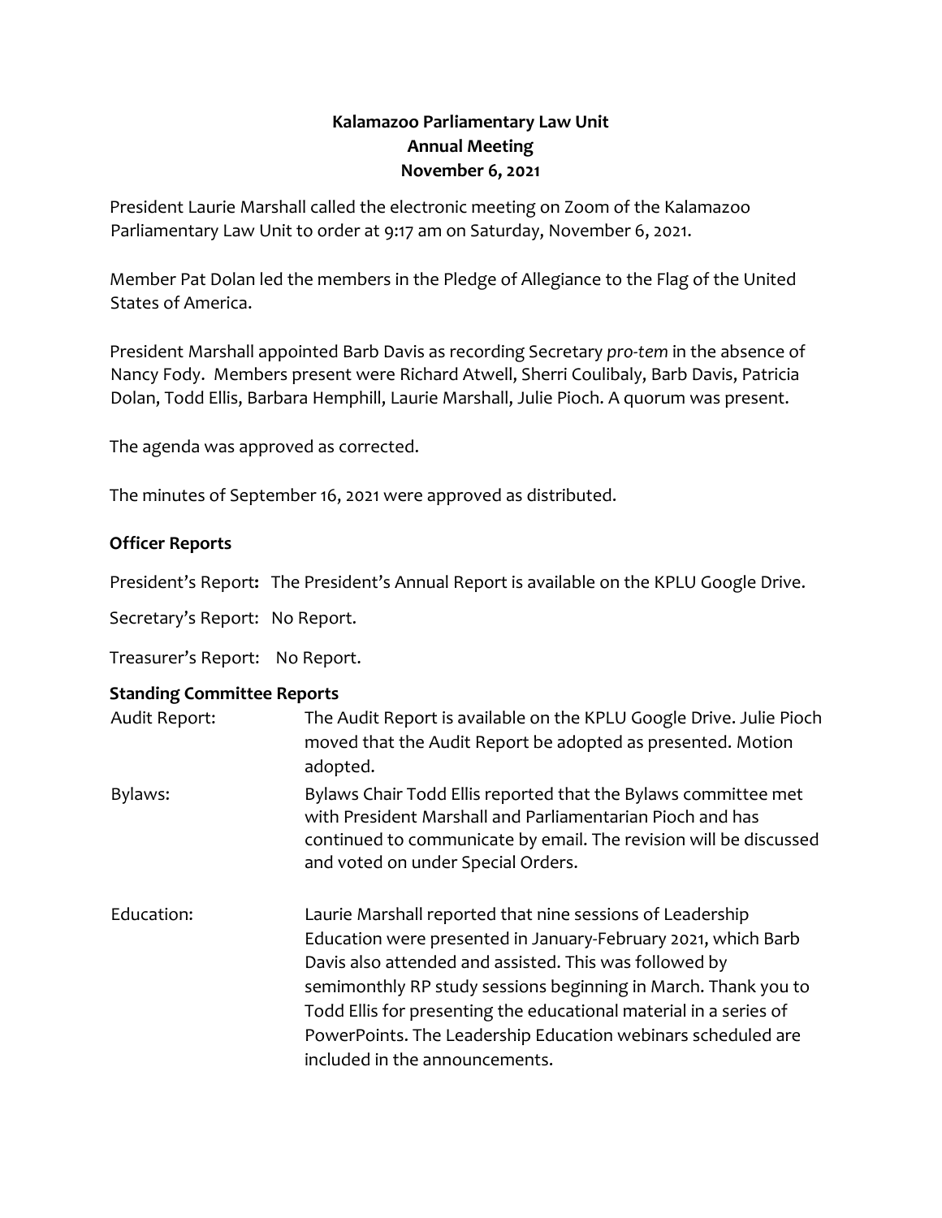# Kalamazoo Parliamentary Law Unit
## Annual Meeting
## November 6, 2021

President Laurie Marshall called the electronic meeting on Zoom of the Kalamazoo Parliamentary Law Unit to order at 9:17 am on Saturday, November 6, 2021.

Member Pat Dolan led the members in the Pledge of Allegiance to the Flag of the United States of America.

President Marshall appointed Barb Davis as recording Secretary *pro-tem* in the absence of Nancy Fody. Members present were Richard Atwell, Sherri Coulibaly, Barb Davis, Patricia Dolan, Todd Ellis, Barbara Hemphill, Laurie Marshall, Julie Pioch. A quorum was present.

The agenda was approved as corrected.

The minutes of September 16, 2021 were approved as distributed.

### Officer Reports

President's Report**:** The President's Annual Report is available on the KPLU Google Drive.

Secretary's Report: No Report.

Treasurer's Report: No Report.

### Standing Committee Reports

| | |
|---|---|
| Audit Report: | The Audit Report is available on the KPLU Google Drive. Julie Pioch moved that the Audit Report be adopted as presented. Motion adopted. |
| Bylaws: | Bylaws Chair Todd Ellis reported that the Bylaws committee met with President Marshall and Parliamentarian Pioch and has continued to communicate by email. The revision will be discussed and voted on under Special Orders. |
| Education: | Laurie Marshall reported that nine sessions of Leadership Education were presented in January-February 2021, which Barb Davis also attended and assisted. This was followed by semimonthly RP study sessions beginning in March. Thank you to Todd Ellis for presenting the educational material in a series of PowerPoints. The Leadership Education webinars scheduled are included in the announcements. |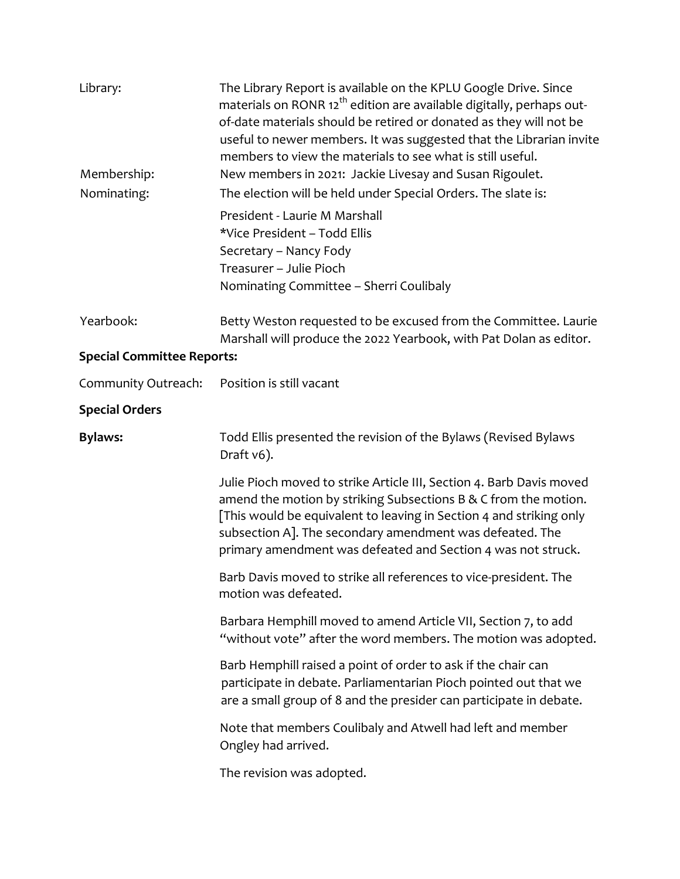Library: The Library Report is available on the KPLU Google Drive. Since materials on RONR 12th edition are available digitally, perhaps out-of-date materials should be retired or donated as they will not be useful to newer members. It was suggested that the Librarian invite members to view the materials to see what is still useful.

Membership: New members in 2021: Jackie Livesay and Susan Rigoulet.

Nominating: The election will be held under Special Orders. The slate is:

President - Laurie M Marshall
*Vice President – Todd Ellis
Secretary – Nancy Fody
Treasurer – Julie Pioch
Nominating Committee – Sherri Coulibaly

Yearbook: Betty Weston requested to be excused from the Committee. Laurie Marshall will produce the 2022 Yearbook, with Pat Dolan as editor.

**Special Committee Reports:**

Community Outreach: Position is still vacant

**Special Orders**

**Bylaws:** Todd Ellis presented the revision of the Bylaws (Revised Bylaws Draft v6).

Julie Pioch moved to strike Article III, Section 4. Barb Davis moved amend the motion by striking Subsections B & C from the motion. [This would be equivalent to leaving in Section 4 and striking only subsection A]. The secondary amendment was defeated. The primary amendment was defeated and Section 4 was not struck.

Barb Davis moved to strike all references to vice-president. The motion was defeated.

Barbara Hemphill moved to amend Article VII, Section 7, to add "without vote" after the word members. The motion was adopted.

Barb Hemphill raised a point of order to ask if the chair can participate in debate. Parliamentarian Pioch pointed out that we are a small group of 8 and the presider can participate in debate.

Note that members Coulibaly and Atwell had left and member Ongley had arrived.

The revision was adopted.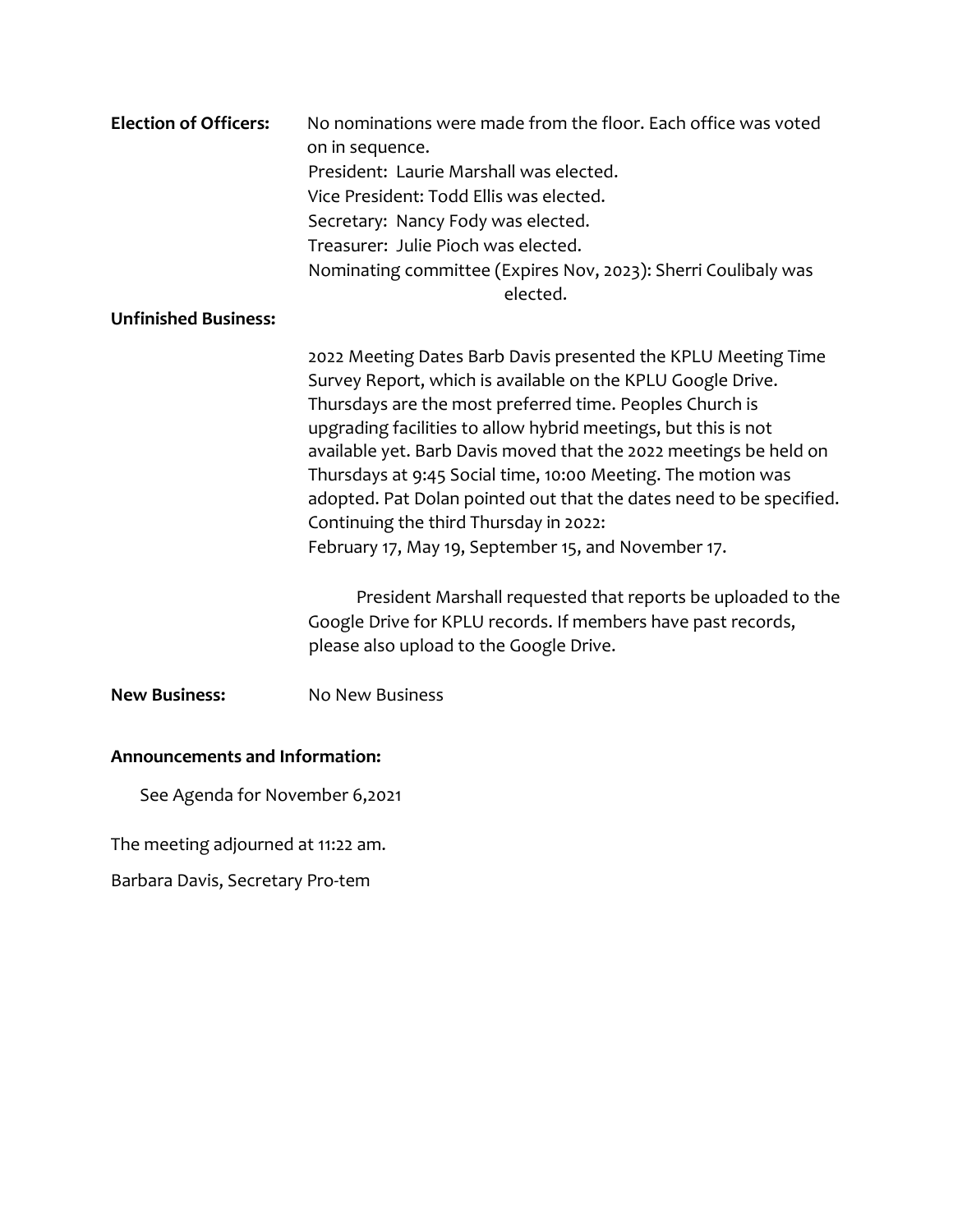**Election of Officers:** No nominations were made from the floor. Each office was voted on in sequence.

President: Laurie Marshall was elected.
Vice President: Todd Ellis was elected.
Secretary: Nancy Fody was elected.
Treasurer: Julie Pioch was elected.
Nominating committee (Expires Nov, 2023): Sherri Coulibaly was elected.

**Unfinished Business:**

2022 Meeting Dates Barb Davis presented the KPLU Meeting Time Survey Report, which is available on the KPLU Google Drive. Thursdays are the most preferred time. Peoples Church is upgrading facilities to allow hybrid meetings, but this is not available yet. Barb Davis moved that the 2022 meetings be held on Thursdays at 9:45 Social time, 10:00 Meeting. The motion was adopted. Pat Dolan pointed out that the dates need to be specified. Continuing the third Thursday in 2022:
February 17, May 19, September 15, and November 17.

President Marshall requested that reports be uploaded to the Google Drive for KPLU records. If members have past records, please also upload to the Google Drive.

**New Business:** No New Business

**Announcements and Information:**

See Agenda for November 6,2021

The meeting adjourned at 11:22 am.

Barbara Davis, Secretary Pro-tem